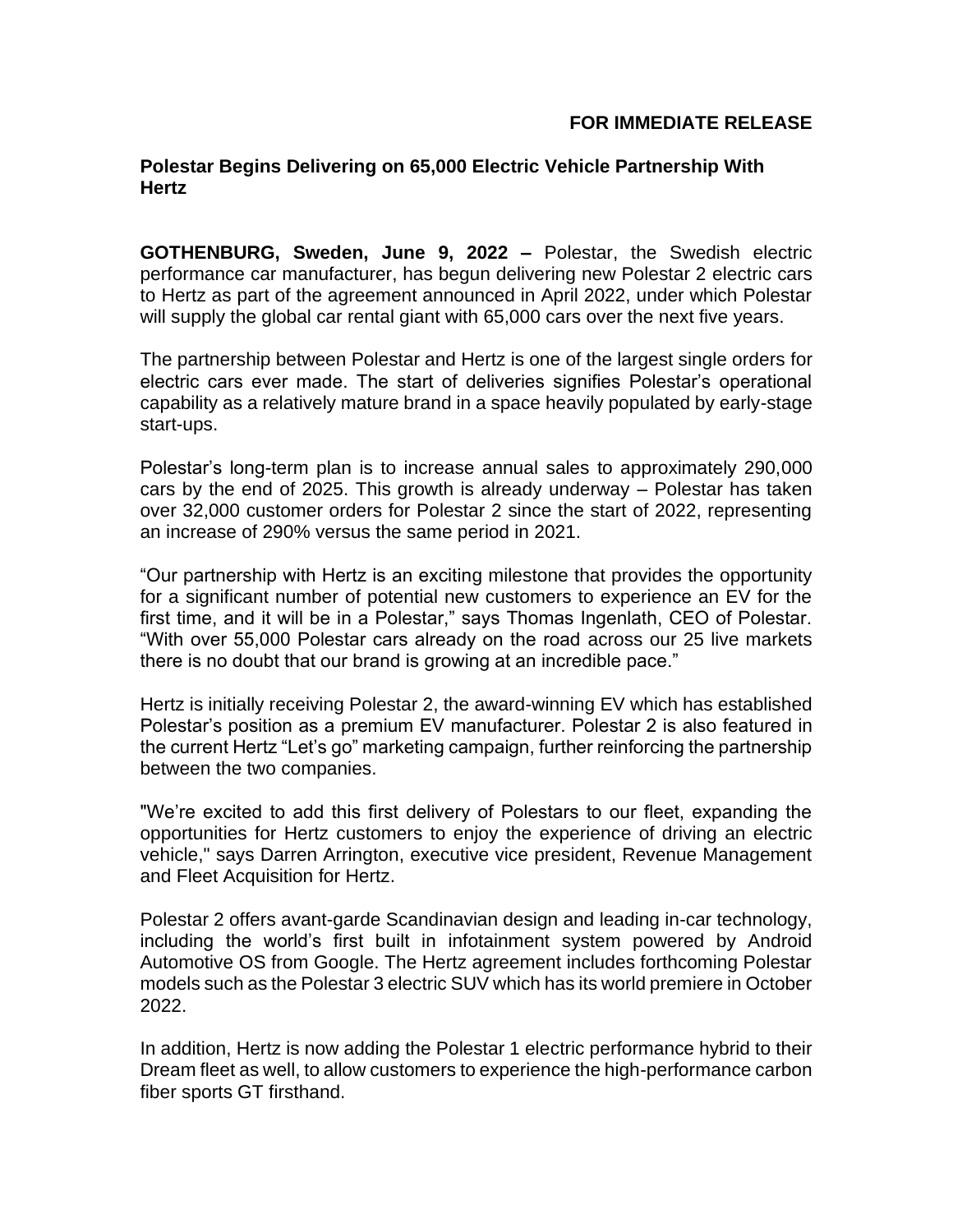**FOR IMMEDIATE RELEASE**

# Polestar Begins Delivering on 65,000 Electric Vehicle Partnership With Hertz

**GOTHENBURG, Sweden, June 9, 2022 –** Polestar, the Swedish electric performance car manufacturer, has begun delivering new Polestar 2 electric cars to Hertz as part of the agreement announced in April 2022, under which Polestar will supply the global car rental giant with 65,000 cars over the next five years.

The partnership between Polestar and Hertz is one of the largest single orders for electric cars ever made. The start of deliveries signifies Polestar's operational capability as a relatively mature brand in a space heavily populated by early-stage start-ups.

Polestar's long-term plan is to increase annual sales to approximately 290,000 cars by the end of 2025. This growth is already underway – Polestar has taken over 32,000 customer orders for Polestar 2 since the start of 2022, representing an increase of 290% versus the same period in 2021.

"Our partnership with Hertz is an exciting milestone that provides the opportunity for a significant number of potential new customers to experience an EV for the first time, and it will be in a Polestar," says Thomas Ingenlath, CEO of Polestar. "With over 55,000 Polestar cars already on the road across our 25 live markets there is no doubt that our brand is growing at an incredible pace."

Hertz is initially receiving Polestar 2, the award-winning EV which has established Polestar's position as a premium EV manufacturer. Polestar 2 is also featured in the current Hertz "Let's go" marketing campaign, further reinforcing the partnership between the two companies.

"We're excited to add this first delivery of Polestars to our fleet, expanding the opportunities for Hertz customers to enjoy the experience of driving an electric vehicle," says Darren Arrington, executive vice president, Revenue Management and Fleet Acquisition for Hertz.

Polestar 2 offers avant-garde Scandinavian design and leading in-car technology, including the world's first built in infotainment system powered by Android Automotive OS from Google. The Hertz agreement includes forthcoming Polestar models such as the Polestar 3 electric SUV which has its world premiere in October 2022.

In addition, Hertz is now adding the Polestar 1 electric performance hybrid to their Dream fleet as well, to allow customers to experience the high-performance carbon fiber sports GT firsthand.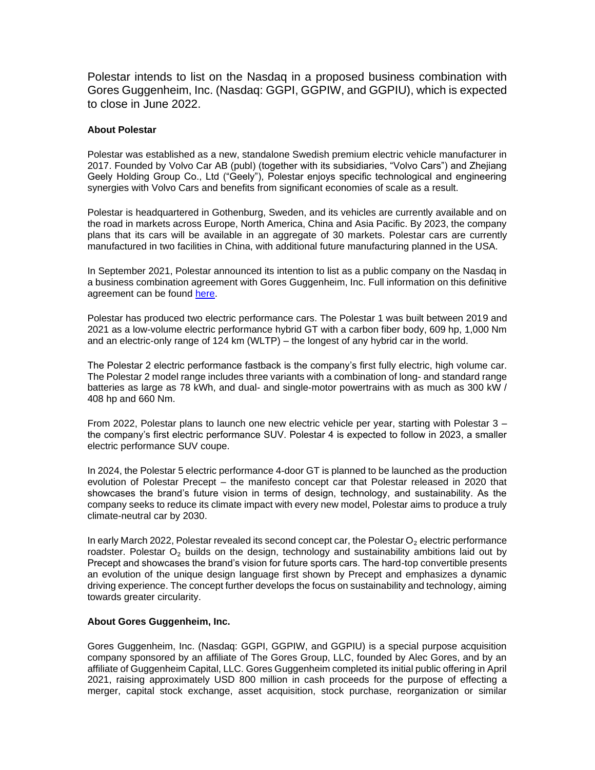Polestar intends to list on the Nasdaq in a proposed business combination with Gores Guggenheim, Inc. (Nasdaq: GGPI, GGPIW, and GGPIU), which is expected to close in June 2022.

**About Polestar**

Polestar was established as a new, standalone Swedish premium electric vehicle manufacturer in 2017. Founded by Volvo Car AB (publ) (together with its subsidiaries, "Volvo Cars") and Zhejiang Geely Holding Group Co., Ltd ("Geely"), Polestar enjoys specific technological and engineering synergies with Volvo Cars and benefits from significant economies of scale as a result.

Polestar is headquartered in Gothenburg, Sweden, and its vehicles are currently available and on the road in markets across Europe, North America, China and Asia Pacific. By 2023, the company plans that its cars will be available in an aggregate of 30 markets. Polestar cars are currently manufactured in two facilities in China, with additional future manufacturing planned in the USA.

In September 2021, Polestar announced its intention to list as a public company on the Nasdaq in a business combination agreement with Gores Guggenheim, Inc. Full information on this definitive agreement can be found here.

Polestar has produced two electric performance cars. The Polestar 1 was built between 2019 and 2021 as a low-volume electric performance hybrid GT with a carbon fiber body, 609 hp, 1,000 Nm and an electric-only range of 124 km (WLTP) – the longest of any hybrid car in the world.

The Polestar 2 electric performance fastback is the company's first fully electric, high volume car. The Polestar 2 model range includes three variants with a combination of long- and standard range batteries as large as 78 kWh, and dual- and single-motor powertrains with as much as 300 kW / 408 hp and 660 Nm.

From 2022, Polestar plans to launch one new electric vehicle per year, starting with Polestar 3 – the company's first electric performance SUV. Polestar 4 is expected to follow in 2023, a smaller electric performance SUV coupe.

In 2024, the Polestar 5 electric performance 4-door GT is planned to be launched as the production evolution of Polestar Precept – the manifesto concept car that Polestar released in 2020 that showcases the brand's future vision in terms of design, technology, and sustainability. As the company seeks to reduce its climate impact with every new model, Polestar aims to produce a truly climate-neutral car by 2030.

In early March 2022, Polestar revealed its second concept car, the Polestar $O_2$ electric performance roadster. Polestar $O_2$ builds on the design, technology and sustainability ambitions laid out by Precept and showcases the brand's vision for future sports cars. The hard-top convertible presents an evolution of the unique design language first shown by Precept and emphasizes a dynamic driving experience. The concept further develops the focus on sustainability and technology, aiming towards greater circularity.

**About Gores Guggenheim, Inc.**

Gores Guggenheim, Inc. (Nasdaq: GGPI, GGPIW, and GGPIU) is a special purpose acquisition company sponsored by an affiliate of The Gores Group, LLC, founded by Alec Gores, and by an affiliate of Guggenheim Capital, LLC. Gores Guggenheim completed its initial public offering in April 2021, raising approximately USD 800 million in cash proceeds for the purpose of effecting a merger, capital stock exchange, asset acquisition, stock purchase, reorganization or similar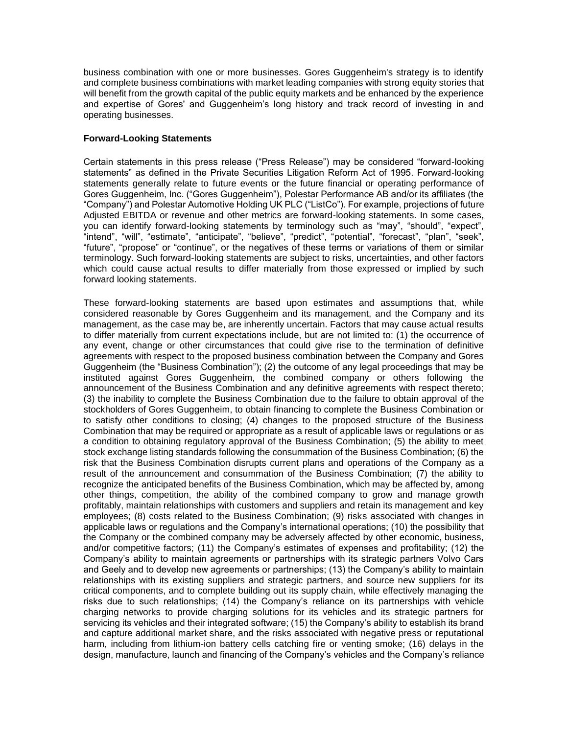business combination with one or more businesses. Gores Guggenheim's strategy is to identify and complete business combinations with market leading companies with strong equity stories that will benefit from the growth capital of the public equity markets and be enhanced by the experience and expertise of Gores' and Guggenheim's long history and track record of investing in and operating businesses.

**Forward-Looking Statements**

Certain statements in this press release ("Press Release") may be considered "forward-looking statements" as defined in the Private Securities Litigation Reform Act of 1995. Forward-looking statements generally relate to future events or the future financial or operating performance of Gores Guggenheim, Inc. ("Gores Guggenheim"), Polestar Performance AB and/or its affiliates (the "Company") and Polestar Automotive Holding UK PLC ("ListCo"). For example, projections of future Adjusted EBITDA or revenue and other metrics are forward-looking statements. In some cases, you can identify forward-looking statements by terminology such as "may", "should", "expect", "intend", "will", "estimate", "anticipate", "believe", "predict", "potential", "forecast", "plan", "seek", "future", "propose" or "continue", or the negatives of these terms or variations of them or similar terminology. Such forward-looking statements are subject to risks, uncertainties, and other factors which could cause actual results to differ materially from those expressed or implied by such forward looking statements.

These forward-looking statements are based upon estimates and assumptions that, while considered reasonable by Gores Guggenheim and its management, and the Company and its management, as the case may be, are inherently uncertain. Factors that may cause actual results to differ materially from current expectations include, but are not limited to: (1) the occurrence of any event, change or other circumstances that could give rise to the termination of definitive agreements with respect to the proposed business combination between the Company and Gores Guggenheim (the "Business Combination"); (2) the outcome of any legal proceedings that may be instituted against Gores Guggenheim, the combined company or others following the announcement of the Business Combination and any definitive agreements with respect thereto; (3) the inability to complete the Business Combination due to the failure to obtain approval of the stockholders of Gores Guggenheim, to obtain financing to complete the Business Combination or to satisfy other conditions to closing; (4) changes to the proposed structure of the Business Combination that may be required or appropriate as a result of applicable laws or regulations or as a condition to obtaining regulatory approval of the Business Combination; (5) the ability to meet stock exchange listing standards following the consummation of the Business Combination; (6) the risk that the Business Combination disrupts current plans and operations of the Company as a result of the announcement and consummation of the Business Combination; (7) the ability to recognize the anticipated benefits of the Business Combination, which may be affected by, among other things, competition, the ability of the combined company to grow and manage growth profitably, maintain relationships with customers and suppliers and retain its management and key employees; (8) costs related to the Business Combination; (9) risks associated with changes in applicable laws or regulations and the Company's international operations; (10) the possibility that the Company or the combined company may be adversely affected by other economic, business, and/or competitive factors; (11) the Company's estimates of expenses and profitability; (12) the Company's ability to maintain agreements or partnerships with its strategic partners Volvo Cars and Geely and to develop new agreements or partnerships; (13) the Company's ability to maintain relationships with its existing suppliers and strategic partners, and source new suppliers for its critical components, and to complete building out its supply chain, while effectively managing the risks due to such relationships; (14) the Company's reliance on its partnerships with vehicle charging networks to provide charging solutions for its vehicles and its strategic partners for servicing its vehicles and their integrated software; (15) the Company's ability to establish its brand and capture additional market share, and the risks associated with negative press or reputational harm, including from lithium-ion battery cells catching fire or venting smoke; (16) delays in the design, manufacture, launch and financing of the Company's vehicles and the Company's reliance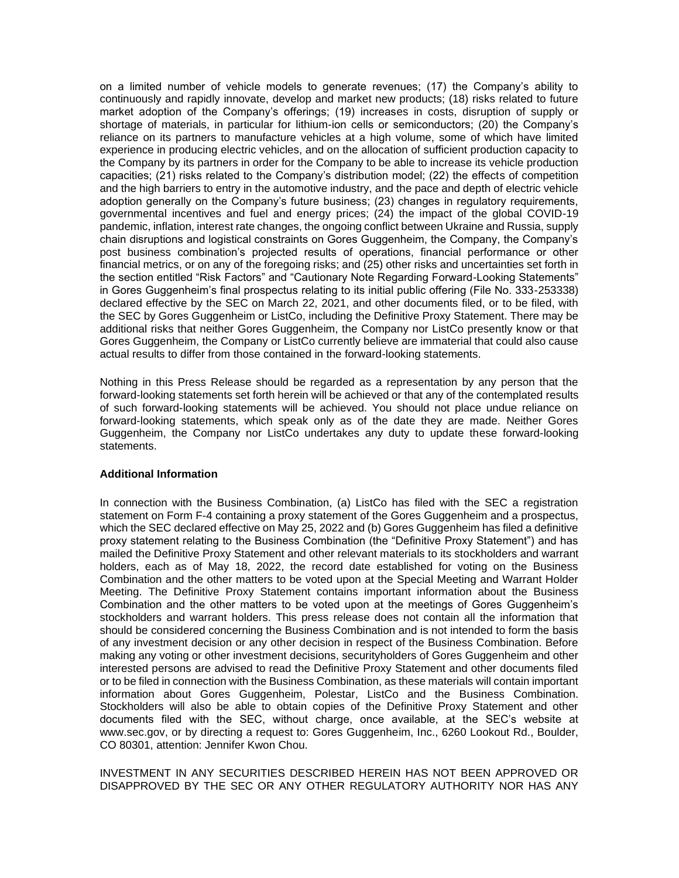on a limited number of vehicle models to generate revenues; (17) the Company's ability to continuously and rapidly innovate, develop and market new products; (18) risks related to future market adoption of the Company's offerings; (19) increases in costs, disruption of supply or shortage of materials, in particular for lithium-ion cells or semiconductors; (20) the Company's reliance on its partners to manufacture vehicles at a high volume, some of which have limited experience in producing electric vehicles, and on the allocation of sufficient production capacity to the Company by its partners in order for the Company to be able to increase its vehicle production capacities; (21) risks related to the Company's distribution model; (22) the effects of competition and the high barriers to entry in the automotive industry, and the pace and depth of electric vehicle adoption generally on the Company's future business; (23) changes in regulatory requirements, governmental incentives and fuel and energy prices; (24) the impact of the global COVID-19 pandemic, inflation, interest rate changes, the ongoing conflict between Ukraine and Russia, supply chain disruptions and logistical constraints on Gores Guggenheim, the Company, the Company's post business combination's projected results of operations, financial performance or other financial metrics, or on any of the foregoing risks; and (25) other risks and uncertainties set forth in the section entitled "Risk Factors" and "Cautionary Note Regarding Forward-Looking Statements" in Gores Guggenheim's final prospectus relating to its initial public offering (File No. 333-253338) declared effective by the SEC on March 22, 2021, and other documents filed, or to be filed, with the SEC by Gores Guggenheim or ListCo, including the Definitive Proxy Statement. There may be additional risks that neither Gores Guggenheim, the Company nor ListCo presently know or that Gores Guggenheim, the Company or ListCo currently believe are immaterial that could also cause actual results to differ from those contained in the forward-looking statements.

Nothing in this Press Release should be regarded as a representation by any person that the forward-looking statements set forth herein will be achieved or that any of the contemplated results of such forward-looking statements will be achieved. You should not place undue reliance on forward-looking statements, which speak only as of the date they are made. Neither Gores Guggenheim, the Company nor ListCo undertakes any duty to update these forward-looking statements.

**Additional Information**

In connection with the Business Combination, (a) ListCo has filed with the SEC a registration statement on Form F-4 containing a proxy statement of the Gores Guggenheim and a prospectus, which the SEC declared effective on May 25, 2022 and (b) Gores Guggenheim has filed a definitive proxy statement relating to the Business Combination (the "Definitive Proxy Statement") and has mailed the Definitive Proxy Statement and other relevant materials to its stockholders and warrant holders, each as of May 18, 2022, the record date established for voting on the Business Combination and the other matters to be voted upon at the Special Meeting and Warrant Holder Meeting. The Definitive Proxy Statement contains important information about the Business Combination and the other matters to be voted upon at the meetings of Gores Guggenheim's stockholders and warrant holders. This press release does not contain all the information that should be considered concerning the Business Combination and is not intended to form the basis of any investment decision or any other decision in respect of the Business Combination. Before making any voting or other investment decisions, securityholders of Gores Guggenheim and other interested persons are advised to read the Definitive Proxy Statement and other documents filed or to be filed in connection with the Business Combination, as these materials will contain important information about Gores Guggenheim, Polestar, ListCo and the Business Combination. Stockholders will also be able to obtain copies of the Definitive Proxy Statement and other documents filed with the SEC, without charge, once available, at the SEC's website at www.sec.gov, or by directing a request to: Gores Guggenheim, Inc., 6260 Lookout Rd., Boulder, CO 80301, attention: Jennifer Kwon Chou.

INVESTMENT IN ANY SECURITIES DESCRIBED HEREIN HAS NOT BEEN APPROVED OR DISAPPROVED BY THE SEC OR ANY OTHER REGULATORY AUTHORITY NOR HAS ANY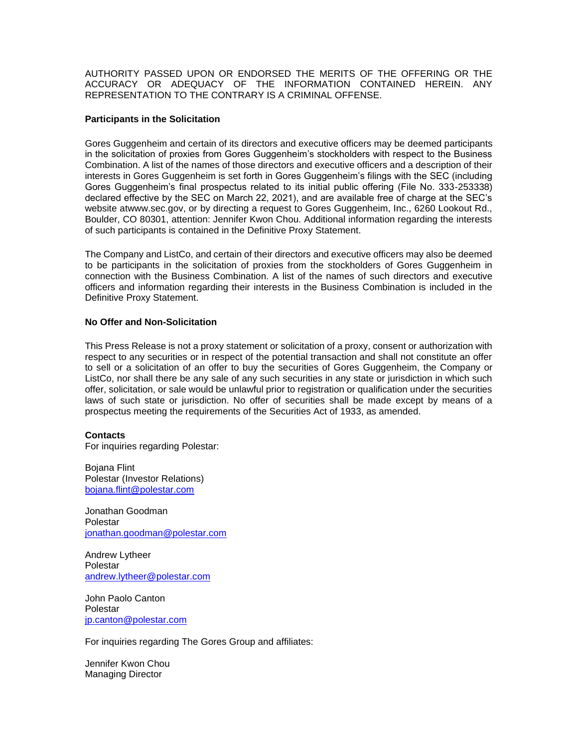AUTHORITY PASSED UPON OR ENDORSED THE MERITS OF THE OFFERING OR THE ACCURACY OR ADEQUACY OF THE INFORMATION CONTAINED HEREIN. ANY REPRESENTATION TO THE CONTRARY IS A CRIMINAL OFFENSE.

**Participants in the Solicitation**

Gores Guggenheim and certain of its directors and executive officers may be deemed participants in the solicitation of proxies from Gores Guggenheim's stockholders with respect to the Business Combination. A list of the names of those directors and executive officers and a description of their interests in Gores Guggenheim is set forth in Gores Guggenheim's filings with the SEC (including Gores Guggenheim's final prospectus related to its initial public offering (File No. 333-253338) declared effective by the SEC on March 22, 2021), and are available free of charge at the SEC's website atwww.sec.gov, or by directing a request to Gores Guggenheim, Inc., 6260 Lookout Rd., Boulder, CO 80301, attention: Jennifer Kwon Chou. Additional information regarding the interests of such participants is contained in the Definitive Proxy Statement.

The Company and ListCo, and certain of their directors and executive officers may also be deemed to be participants in the solicitation of proxies from the stockholders of Gores Guggenheim in connection with the Business Combination. A list of the names of such directors and executive officers and information regarding their interests in the Business Combination is included in the Definitive Proxy Statement.

**No Offer and Non-Solicitation**

This Press Release is not a proxy statement or solicitation of a proxy, consent or authorization with respect to any securities or in respect of the potential transaction and shall not constitute an offer to sell or a solicitation of an offer to buy the securities of Gores Guggenheim, the Company or ListCo, nor shall there be any sale of any such securities in any state or jurisdiction in which such offer, solicitation, or sale would be unlawful prior to registration or qualification under the securities laws of such state or jurisdiction. No offer of securities shall be made except by means of a prospectus meeting the requirements of the Securities Act of 1933, as amended.

**Contacts**
For inquiries regarding Polestar:

Bojana Flint
Polestar (Investor Relations)
bojana.flint@polestar.com

Jonathan Goodman
Polestar
jonathan.goodman@polestar.com

Andrew Lytheer
Polestar
andrew.lytheer@polestar.com

John Paolo Canton
Polestar
jp.canton@polestar.com

For inquiries regarding The Gores Group and affiliates:

Jennifer Kwon Chou
Managing Director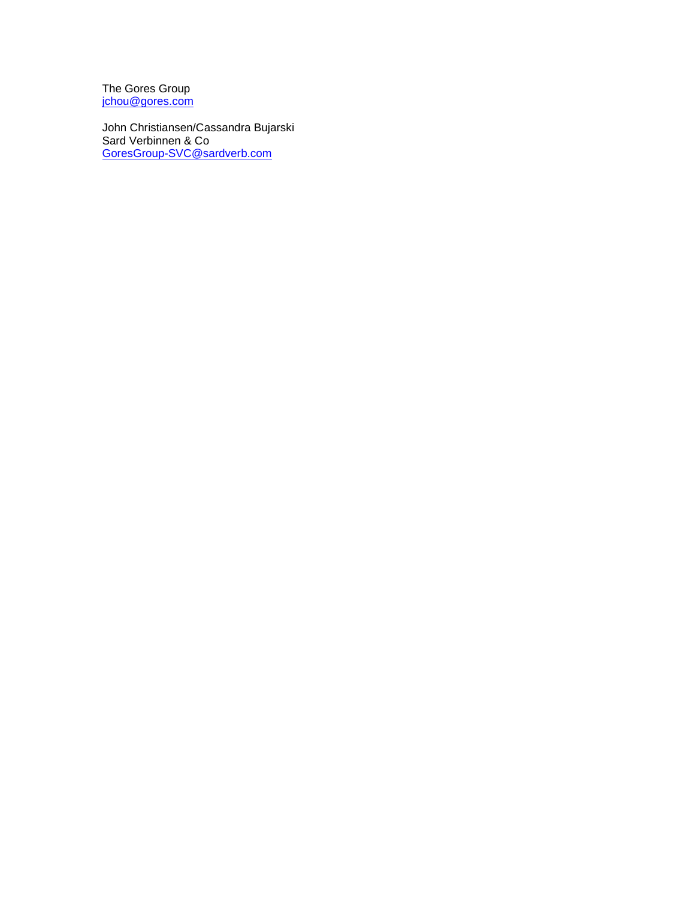The Gores Group
jchou@gores.com

John Christiansen/Cassandra Bujarski
Sard Verbinnen & Co
GoresGroup-SVC@sardverb.com